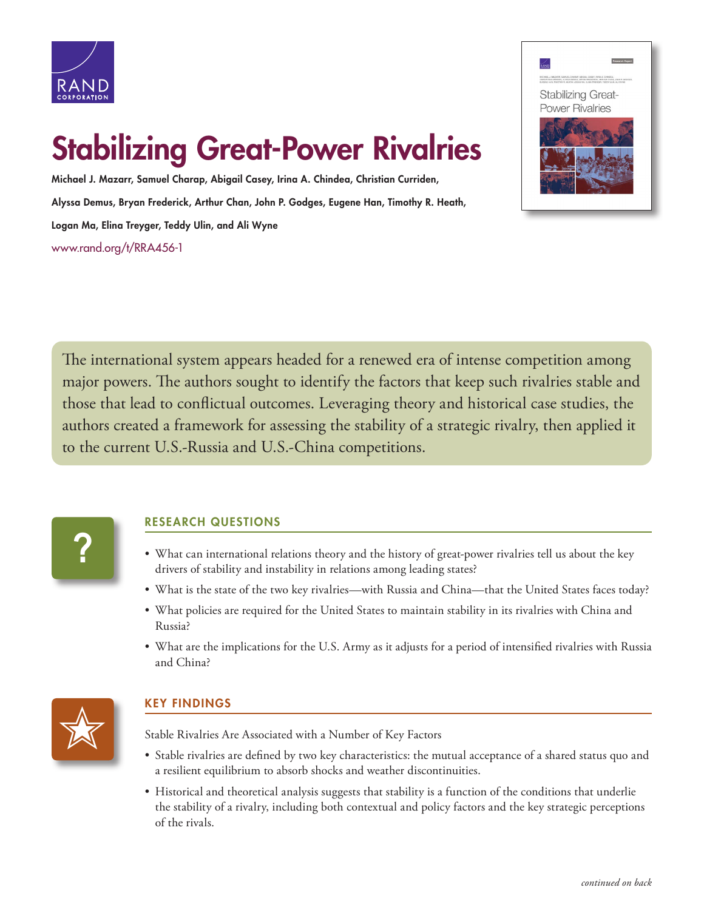# Stabilizing Great-Power Rivalries

**Michael J. Mazarr, Samuel Charap, Abigail Casey, Irina A. Chindea, Christian Curriden, Alyssa Demus, Bryan Frederick, Arthur Chan, John P. Godges, Eugene Han, Timothy R. Heath, Logan Ma, Elina Treyger, Teddy Ulin, and Ali Wyne**

www.rand.org/t/RRA456-1

The international system appears headed for a renewed era of intense competition among major powers. The authors sought to identify the factors that keep such rivalries stable and those that lead to conflictual outcomes. Leveraging theory and historical case studies, the authors created a framework for assessing the stability of a strategic rivalry, then applied it to the current U.S.-Russia and U.S.-China competitions.

## RESEARCH QUESTIONS

- What can international relations theory and the history of great-power rivalries tell us about the key drivers of stability and instability in relations among leading states?
- What is the state of the two key rivalries—with Russia and China—that the United States faces today?
- What policies are required for the United States to maintain stability in its rivalries with China and Russia?
- What are the implications for the U.S. Army as it adjusts for a period of intensified rivalries with Russia and China?

## KEY FINDINGS

Stable Rivalries Are Associated with a Number of Key Factors

- Stable rivalries are defined by two key characteristics: the mutual acceptance of a shared status quo and a resilient equilibrium to absorb shocks and weather discontinuities.
- Historical and theoretical analysis suggests that stability is a function of the conditions that underlie the stability of a rivalry, including both contextual and policy factors and the key strategic perceptions of the rivals.

*continued on back*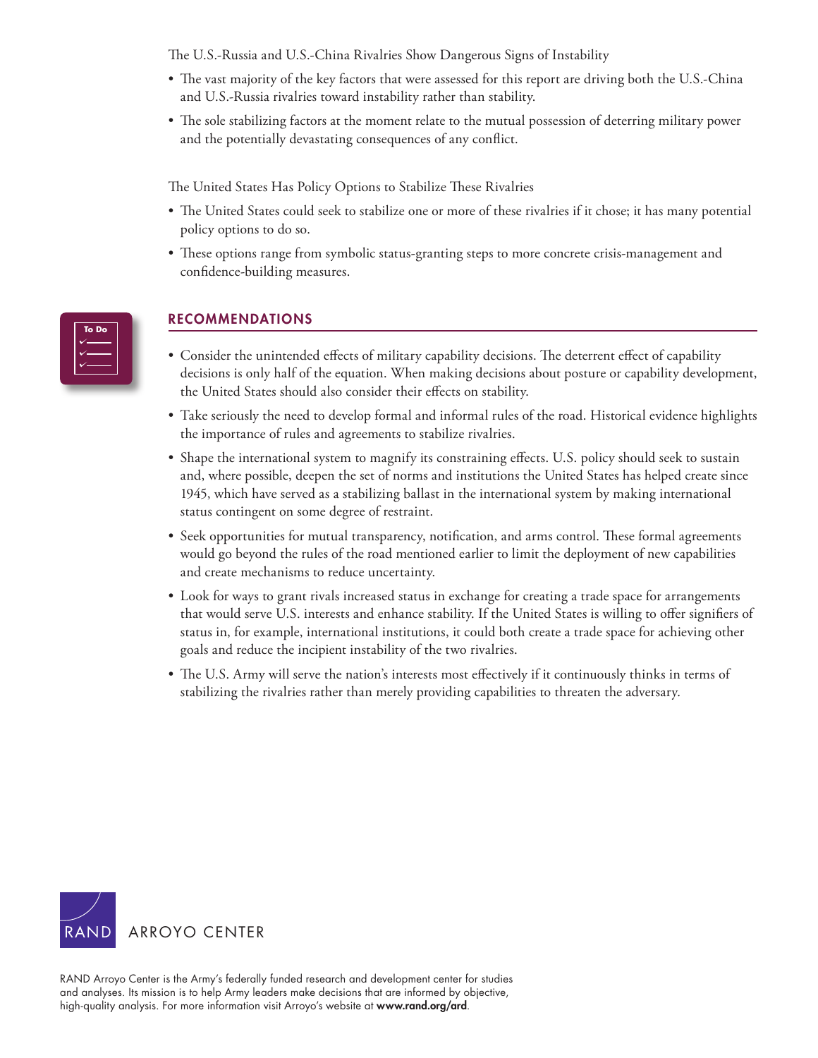The U.S.-Russia and U.S.-China Rivalries Show Dangerous Signs of Instability

- The vast majority of the key factors that were assessed for this report are driving both the U.S.-China and U.S.-Russia rivalries toward instability rather than stability.
- The sole stabilizing factors at the moment relate to the mutual possession of deterring military power and the potentially devastating consequences of any conflict.

The United States Has Policy Options to Stabilize These Rivalries

- The United States could seek to stabilize one or more of these rivalries if it chose; it has many potential policy options to do so.
- These options range from symbolic status-granting steps to more concrete crisis-management and confidence-building measures.

## RECOMMENDATIONS

- Consider the unintended effects of military capability decisions. The deterrent effect of capability decisions is only half of the equation. When making decisions about posture or capability development, the United States should also consider their effects on stability.
- Take seriously the need to develop formal and informal rules of the road. Historical evidence highlights the importance of rules and agreements to stabilize rivalries.
- Shape the international system to magnify its constraining effects. U.S. policy should seek to sustain and, where possible, deepen the set of norms and institutions the United States has helped create since 1945, which have served as a stabilizing ballast in the international system by making international status contingent on some degree of restraint.
- Seek opportunities for mutual transparency, notification, and arms control. These formal agreements would go beyond the rules of the road mentioned earlier to limit the deployment of new capabilities and create mechanisms to reduce uncertainty.
- Look for ways to grant rivals increased status in exchange for creating a trade space for arrangements that would serve U.S. interests and enhance stability. If the United States is willing to offer signifiers of status in, for example, international institutions, it could both create a trade space for achieving other goals and reduce the incipient instability of the two rivalries.
- The U.S. Army will serve the nation's interests most effectively if it continuously thinks in terms of stabilizing the rivalries rather than merely providing capabilities to threaten the adversary.

RAND ARROYO CENTER

RAND Arroyo Center is the Army's federally funded research and development center for studies and analyses. Its mission is to help Army leaders make decisions that are informed by objective, high-quality analysis. For more information visit Arroyo's website at **www.rand.org/ard**.